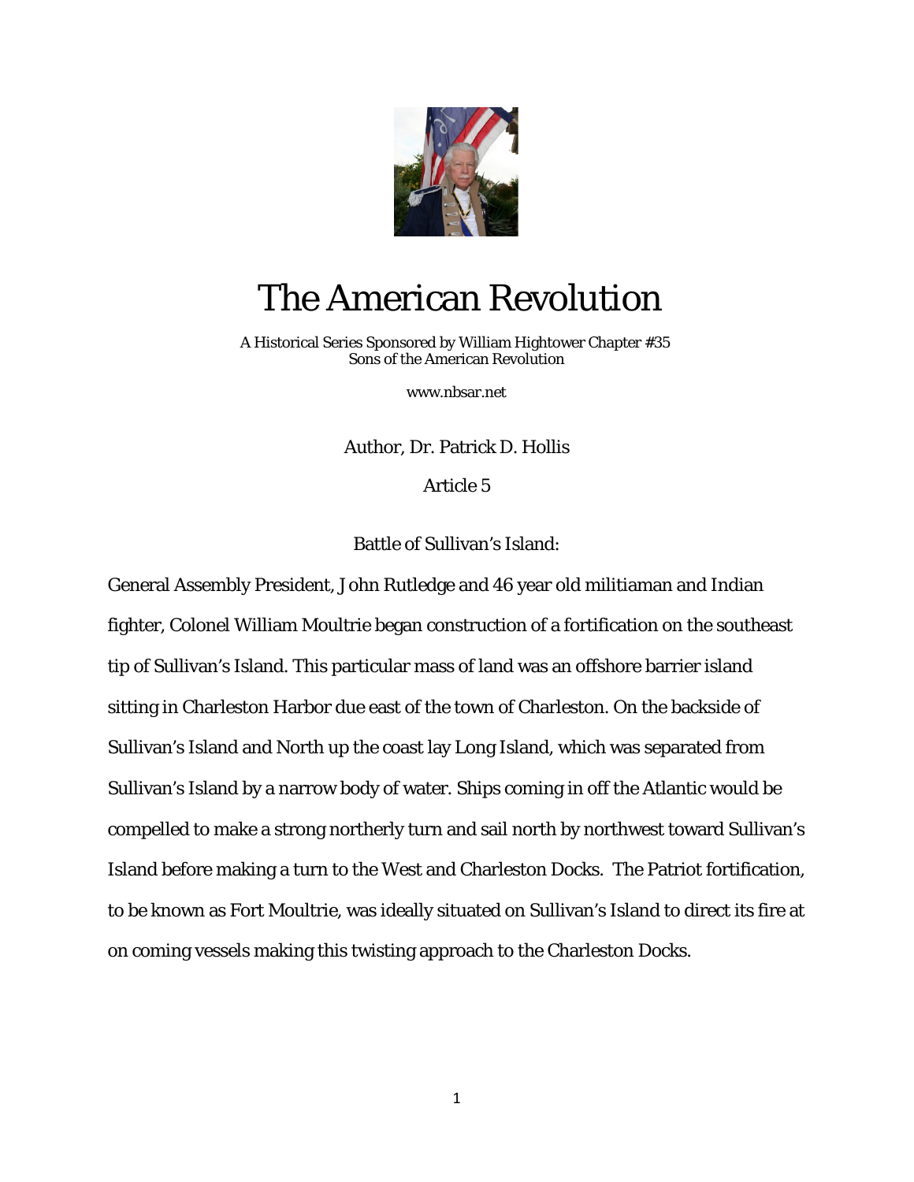# The American Revolution

A Historical Series Sponsored by William Hightower Chapter #35
Sons of the American Revolution

www.nbsar.net

Author, Dr. Patrick D. Hollis

Article 5

Battle of Sullivan's Island:

General Assembly President, John Rutledge and 46 year old militiaman and Indian fighter, Colonel William Moultrie began construction of a fortification on the southeast tip of Sullivan's Island. This particular mass of land was an offshore barrier island sitting in Charleston Harbor due east of the town of Charleston. On the backside of Sullivan's Island and North up the coast lay Long Island, which was separated from Sullivan's Island by a narrow body of water. Ships coming in off the Atlantic would be compelled to make a strong northerly turn and sail north by northwest toward Sullivan's Island before making a turn to the West and Charleston Docks. The Patriot fortification, to be known as Fort Moultrie, was ideally situated on Sullivan's Island to direct its fire at on coming vessels making this twisting approach to the Charleston Docks.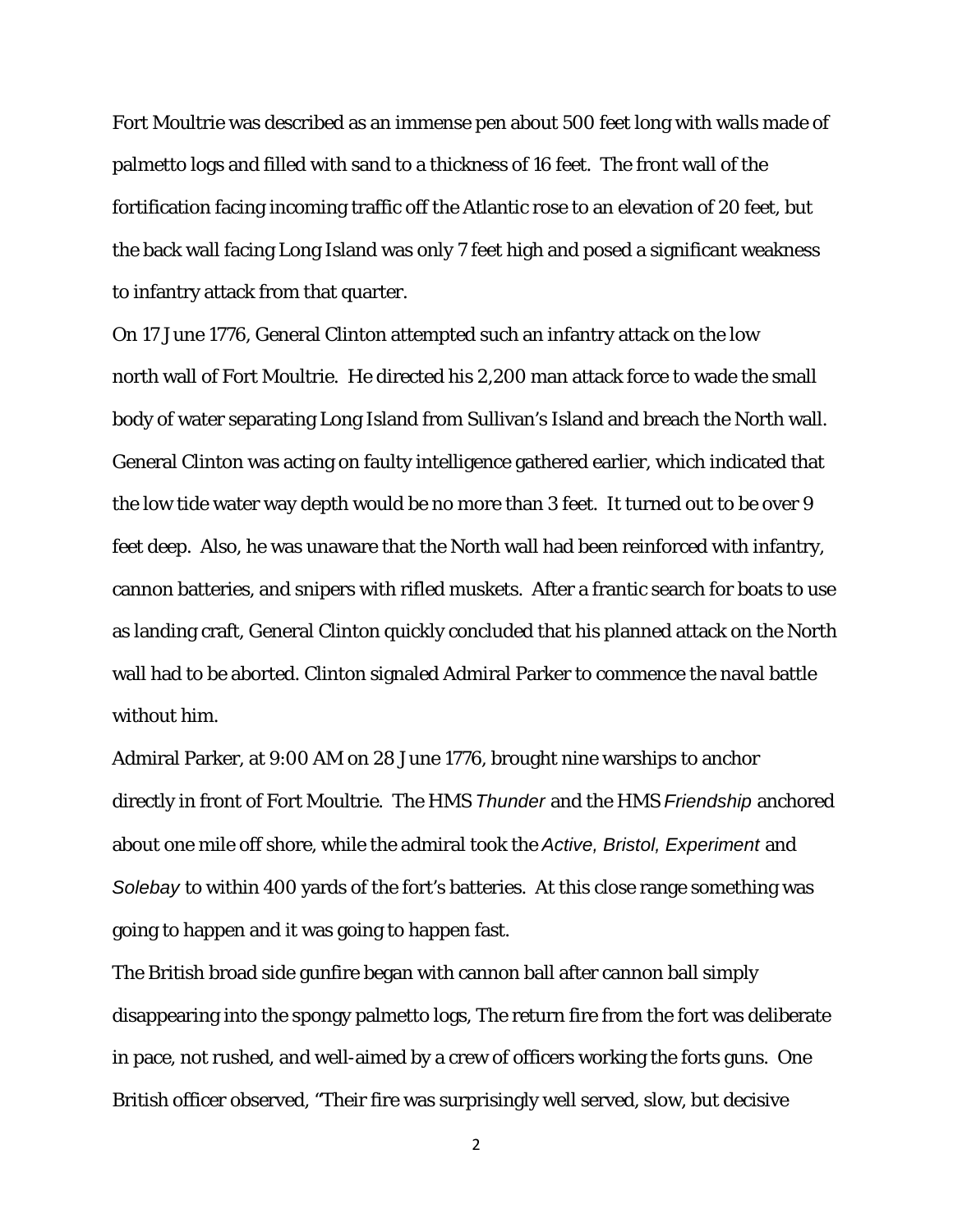Fort Moultrie was described as an immense pen about 500 feet long with walls made of palmetto logs and filled with sand to a thickness of 16 feet. The front wall of the fortification facing incoming traffic off the Atlantic rose to an elevation of 20 feet, but the back wall facing Long Island was only 7 feet high and posed a significant weakness to infantry attack from that quarter.

On 17 June 1776, General Clinton attempted such an infantry attack on the low north wall of Fort Moultrie. He directed his 2,200 man attack force to wade the small body of water separating Long Island from Sullivan's Island and breach the North wall. General Clinton was acting on faulty intelligence gathered earlier, which indicated that the low tide water way depth would be no more than 3 feet. It turned out to be over 9 feet deep. Also, he was unaware that the North wall had been reinforced with infantry, cannon batteries, and snipers with rifled muskets. After a frantic search for boats to use as landing craft, General Clinton quickly concluded that his planned attack on the North wall had to be aborted. Clinton signaled Admiral Parker to commence the naval battle without him.

Admiral Parker, at 9:00 AM on 28 June 1776, brought nine warships to anchor directly in front of Fort Moultrie. The HMS *Thunder* and the HMS *Friendship* anchored about one mile off shore, while the admiral took the *Active*, *Bristol*, *Experiment* and *Solebay* to within 400 yards of the fort's batteries. At this close range something was going to happen and it was going to happen fast.

The British broad side gunfire began with cannon ball after cannon ball simply disappearing into the spongy palmetto logs, The return fire from the fort was deliberate in pace, not rushed, and well-aimed by a crew of officers working the forts guns. One British officer observed, "Their fire was surprisingly well served, slow, but decisive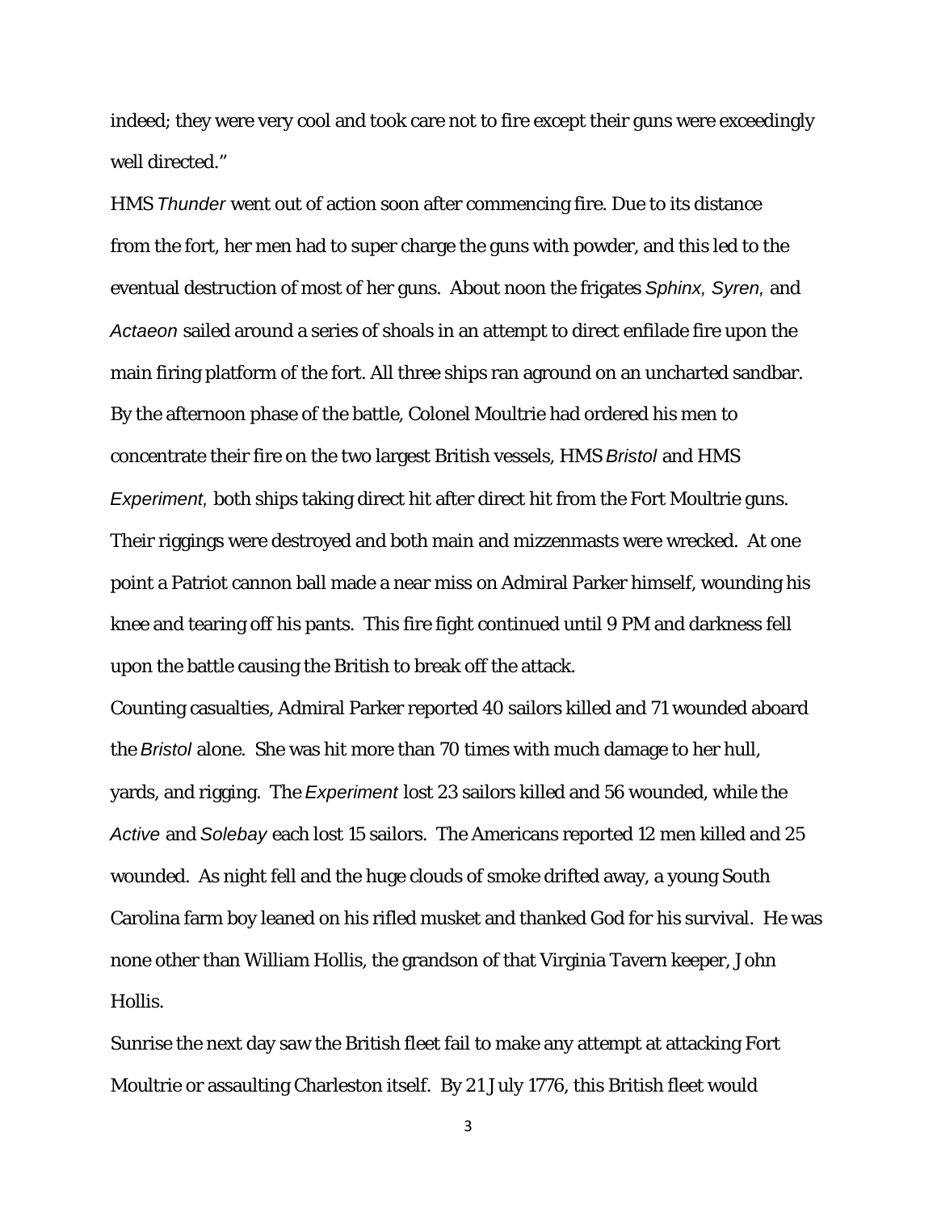indeed; they were very cool and took care not to fire except their guns were exceedingly well directed."

HMS *Thunder* went out of action soon after commencing fire. Due to its distance from the fort, her men had to super charge the guns with powder, and this led to the eventual destruction of most of her guns. About noon the frigates *Sphinx*, *Syren*, and *Actaeon* sailed around a series of shoals in an attempt to direct enfilade fire upon the main firing platform of the fort. All three ships ran aground on an uncharted sandbar. By the afternoon phase of the battle, Colonel Moultrie had ordered his men to concentrate their fire on the two largest British vessels, HMS *Bristol* and HMS *Experiment*, both ships taking direct hit after direct hit from the Fort Moultrie guns. Their riggings were destroyed and both main and mizzenmasts were wrecked. At one point a Patriot cannon ball made a near miss on Admiral Parker himself, wounding his knee and tearing off his pants. This fire fight continued until 9 PM and darkness fell upon the battle causing the British to break off the attack.

Counting casualties, Admiral Parker reported 40 sailors killed and 71 wounded aboard the *Bristol* alone. She was hit more than 70 times with much damage to her hull, yards, and rigging. The *Experiment* lost 23 sailors killed and 56 wounded, while the *Active* and *Solebay* each lost 15 sailors. The Americans reported 12 men killed and 25 wounded. As night fell and the huge clouds of smoke drifted away, a young South Carolina farm boy leaned on his rifled musket and thanked God for his survival. He was none other than William Hollis, the grandson of that Virginia Tavern keeper, John Hollis.

Sunrise the next day saw the British fleet fail to make any attempt at attacking Fort Moultrie or assaulting Charleston itself. By 21 July 1776, this British fleet would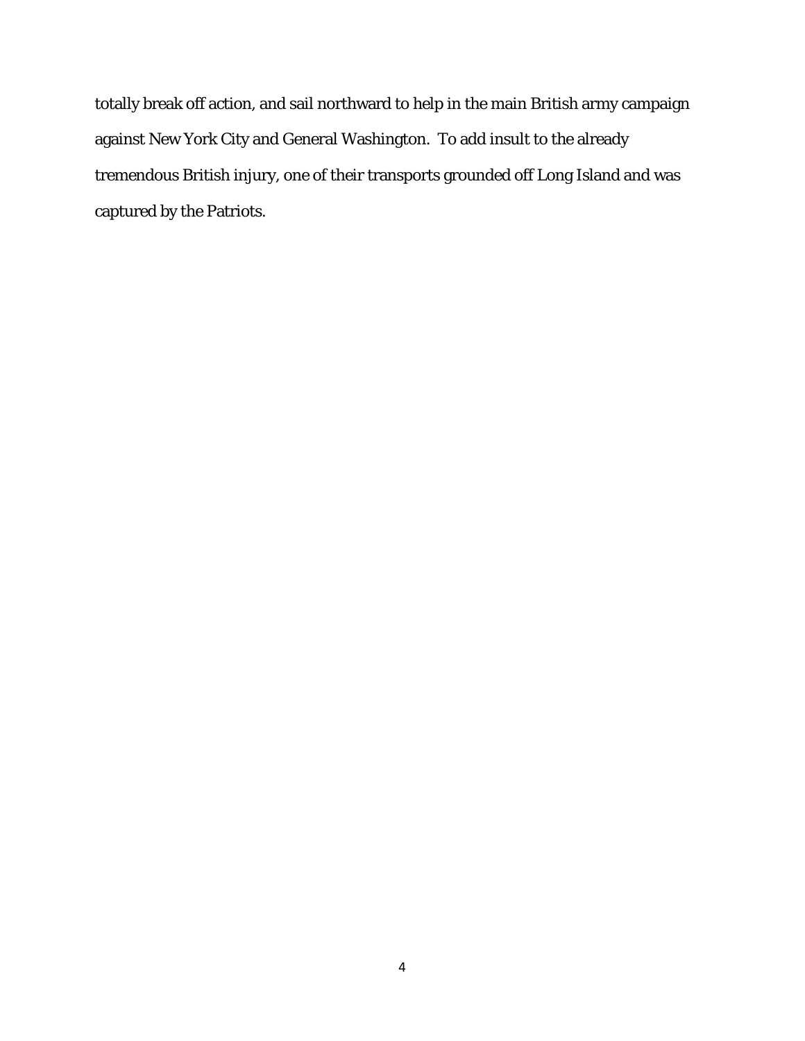totally break off action, and sail northward to help in the main British army campaign against New York City and General Washington. To add insult to the already tremendous British injury, one of their transports grounded off Long Island and was captured by the Patriots.